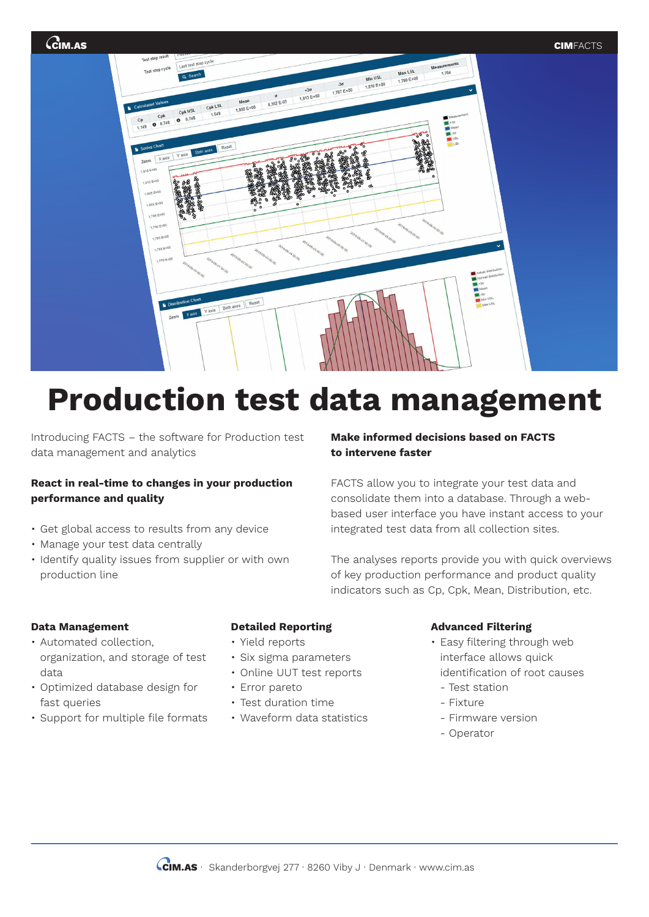# Production test data management

Introducing FACTS – the software for Production test data management and analytics

**React in real-time to changes in your production performance and quality**

- Get global access to results from any device
- Manage your test data centrally
- Identify quality issues from supplier or with own production line

**Make informed decisions based on FACTS to intervene faster**

FACTS allow you to integrate your test data and consolidate them into a database. Through a web-based user interface you have instant access to your integrated test data from all collection sites.

The analyses reports provide you with quick overviews of key production performance and product quality indicators such as Cp, Cpk, Mean, Distribution, etc.

### Data Management

- Automated collection, organization, and storage of test data
- Optimized database design for fast queries
- Support for multiple file formats

### Detailed Reporting

- Yield reports
- Six sigma parameters
- Online UUT test reports
- Error pareto
- Test duration time
- Waveform data statistics

### Advanced Filtering

- Easy filtering through web interface allows quick identification of root causes
  - Test station
  - Fixture
  - Firmware version
  - Operator

CIM.AS · Skanderborgvej 277 · 8260 Viby J · Denmark · www.cim.as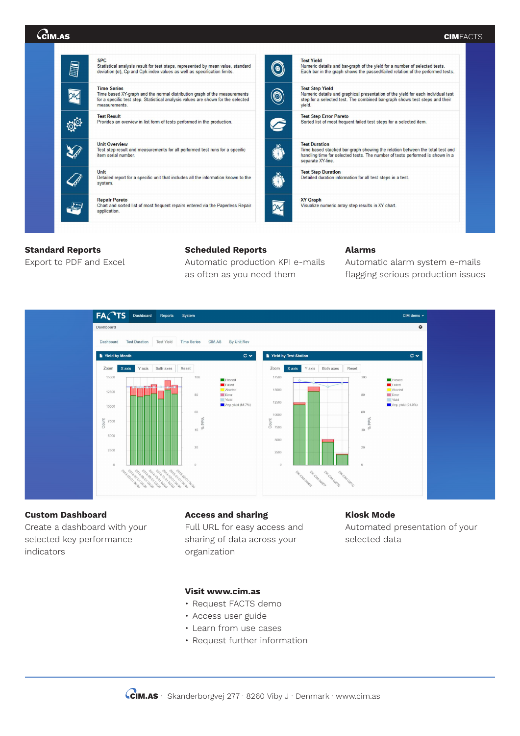CIM.AS CIMFACTS

**SPC**
Statistical analysis result for test steps, represented by mean value, standard deviation (σ), Cp and Cpk index values as well as specification limits.

**Time Series**
Time based XY-graph and the normal distribution graph of the measurements for a specific test step. Statistical analysis values are shown for the selected measurements.

**Test Result**
Provides an overview in list form of tests performed in the production.

**Unit Overview**
Test step result and measurements for all performed test runs for a specific item serial number.

**Unit**
Detailed report for a specific unit that includes all the information known to the system.

**Repair Pareto**
Chart and sorted list of most frequent repairs entered via the Paperless Repair application.

**Test Yield**
Numeric details and bar-graph of the yield for a number of selected tests. Each bar in the graph shows the passed/failed relation of the performed tests.

**Test Step Yield**
Numeric details and graphical presentation of the yield for each individual test step for a selected test. The combined bar-graph shows test steps and their yield.

**Test Step Error Pareto**
Sorted list of most frequent failed test steps for a selected item.

**Test Duration**
Time based stacked bar-graph showing the relation between the total test and handling time for selected tests. The number of tests performed is shown in a separate XY-line.

**Test Step Duration**
Detailed duration information for all test steps in a test.

**XY Graph**
Visualize numeric array step results in XY chart.

**Standard Reports**
Export to PDF and Excel

**Scheduled Reports**
Automatic production KPI e-mails as often as you need them

**Alarms**
Automatic alarm system e-mails flagging serious production issues

**Custom Dashboard**
Create a dashboard with your selected key performance indicators

**Access and sharing**
Full URL for easy access and sharing of data across your organization

**Kiosk Mode**
Automated presentation of your selected data

**Visit www.cim.as**

- Request FACTS demo
- Access user guide
- Learn from use cases
- Request further information

CIM.AS · Skanderborgvej 277 · 8260 Viby J · Denmark · www.cim.as